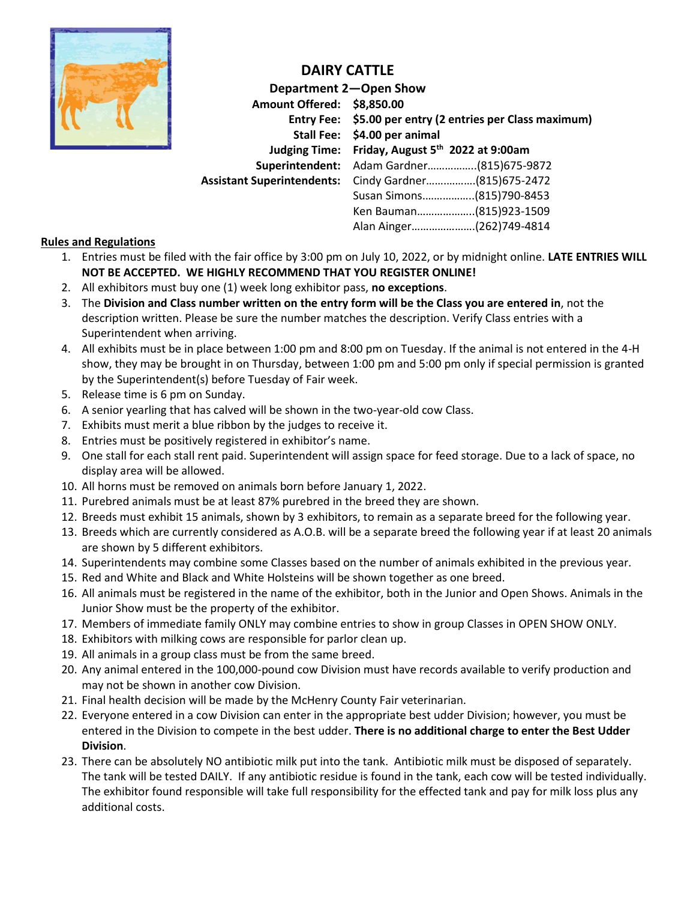# DAIRY CATTLE

## Department 2—Open Show

**Amount Offered:** **$8,850.00**
**Entry Fee:** **$5.00 per entry (2 entries per Class maximum)**
**Stall Fee:** **$4.00 per animal**
**Judging Time:** **Friday, August 5th 2022 at 9:00am**
**Superintendent:** Adam Gardner……………..(815)675-9872
**Assistant Superintendents:** Cindy Gardner……………..(815)675-2472
Susan Simons……………..(815)790-8453
Ken Bauman………………..(815)923-1509
Alan Ainger…………………(262)749-4814

**Rules and Regulations**

1. Entries must be filed with the fair office by 3:00 pm on July 10, 2022, or by midnight online. **LATE ENTRIES WILL NOT BE ACCEPTED. WE HIGHLY RECOMMEND THAT YOU REGISTER ONLINE!**
2. All exhibitors must buy one (1) week long exhibitor pass, **no exceptions**.
3. The **Division and Class number written on the entry form will be the Class you are entered in**, not the description written. Please be sure the number matches the description. Verify Class entries with a Superintendent when arriving.
4. All exhibits must be in place between 1:00 pm and 8:00 pm on Tuesday. If the animal is not entered in the 4-H show, they may be brought in on Thursday, between 1:00 pm and 5:00 pm only if special permission is granted by the Superintendent(s) before Tuesday of Fair week.
5. Release time is 6 pm on Sunday.
6. A senior yearling that has calved will be shown in the two-year-old cow Class.
7. Exhibits must merit a blue ribbon by the judges to receive it.
8. Entries must be positively registered in exhibitor's name.
9. One stall for each stall rent paid. Superintendent will assign space for feed storage. Due to a lack of space, no display area will be allowed.
10. All horns must be removed on animals born before January 1, 2022.
11. Purebred animals must be at least 87% purebred in the breed they are shown.
12. Breeds must exhibit 15 animals, shown by 3 exhibitors, to remain as a separate breed for the following year.
13. Breeds which are currently considered as A.O.B. will be a separate breed the following year if at least 20 animals are shown by 5 different exhibitors.
14. Superintendents may combine some Classes based on the number of animals exhibited in the previous year.
15. Red and White and Black and White Holsteins will be shown together as one breed.
16. All animals must be registered in the name of the exhibitor, both in the Junior and Open Shows. Animals in the Junior Show must be the property of the exhibitor.
17. Members of immediate family ONLY may combine entries to show in group Classes in OPEN SHOW ONLY.
18. Exhibitors with milking cows are responsible for parlor clean up.
19. All animals in a group class must be from the same breed.
20. Any animal entered in the 100,000-pound cow Division must have records available to verify production and may not be shown in another cow Division.
21. Final health decision will be made by the McHenry County Fair veterinarian.
22. Everyone entered in a cow Division can enter in the appropriate best udder Division; however, you must be entered in the Division to compete in the best udder. **There is no additional charge to enter the Best Udder Division**.
23. There can be absolutely NO antibiotic milk put into the tank. Antibiotic milk must be disposed of separately. The tank will be tested DAILY. If any antibiotic residue is found in the tank, each cow will be tested individually. The exhibitor found responsible will take full responsibility for the effected tank and pay for milk loss plus any additional costs.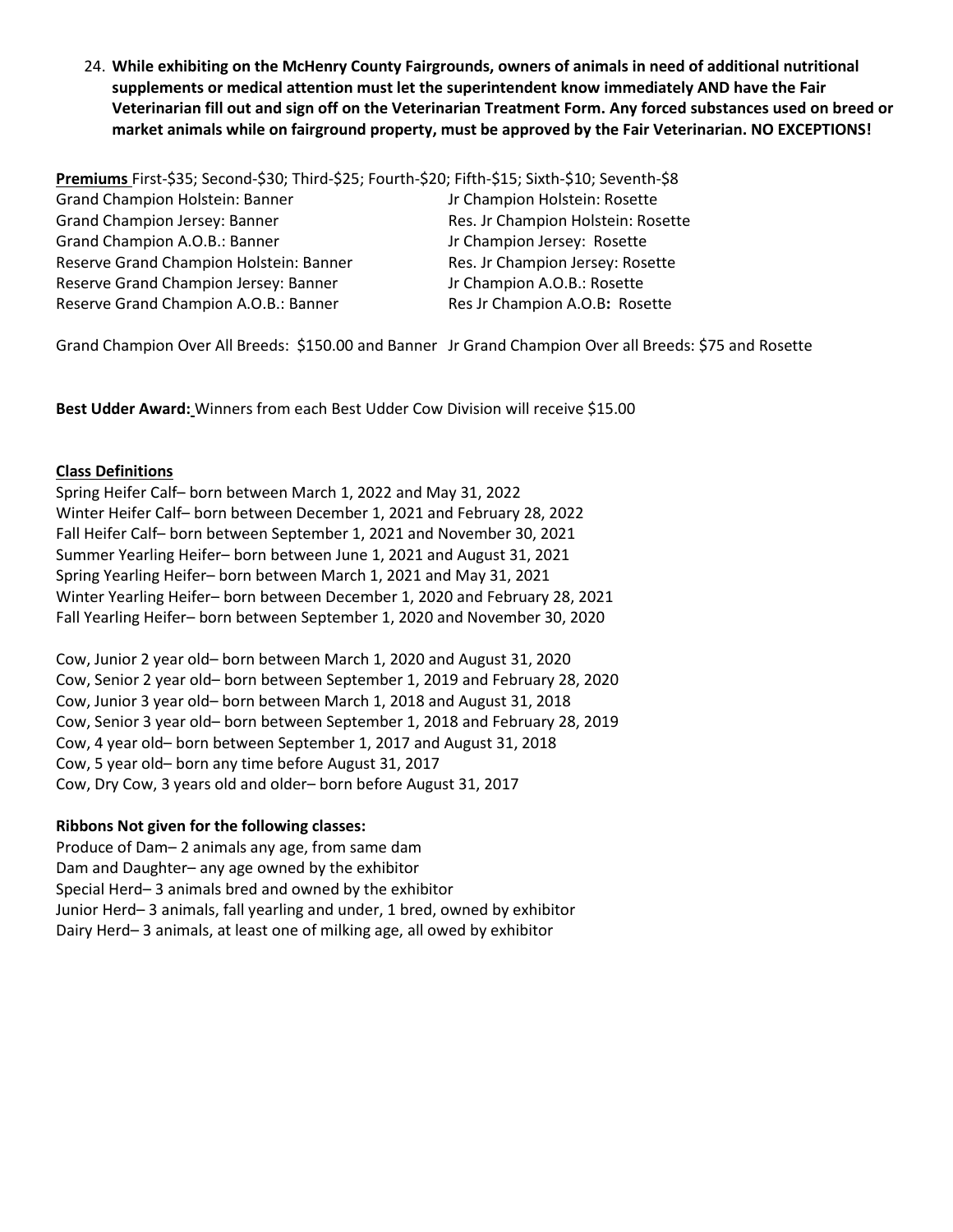24. **While exhibiting on the McHenry County Fairgrounds, owners of animals in need of additional nutritional supplements or medical attention must let the superintendent know immediately AND have the Fair Veterinarian fill out and sign off on the Veterinarian Treatment Form. Any forced substances used on breed or market animals while on fairground property, must be approved by the Fair Veterinarian. NO EXCEPTIONS!**

**Premiums** First-$35; Second-$30; Third-$25; Fourth-$20; Fifth-$15; Sixth-$10; Seventh-$8

Grand Champion Holstein: Banner
Grand Champion Jersey: Banner
Grand Champion A.O.B.: Banner
Reserve Grand Champion Holstein: Banner
Reserve Grand Champion Jersey: Banner
Reserve Grand Champion A.O.B.: Banner

Jr Champion Holstein: Rosette
Res. Jr Champion Holstein: Rosette
Jr Champion Jersey: Rosette
Res. Jr Champion Jersey: Rosette
Jr Champion A.O.B.: Rosette
Res Jr Champion A.O.B**:** Rosette

Grand Champion Over All Breeds: $150.00 and Banner

Jr Grand Champion Over all Breeds: $75 and Rosette

**Best Udder Award:** Winners from each Best Udder Cow Division will receive $15.00

**Class Definitions**

Spring Heifer Calf– born between March 1, 2022 and May 31, 2022
Winter Heifer Calf– born between December 1, 2021 and February 28, 2022
Fall Heifer Calf– born between September 1, 2021 and November 30, 2021
Summer Yearling Heifer– born between June 1, 2021 and August 31, 2021
Spring Yearling Heifer– born between March 1, 2021 and May 31, 2021
Winter Yearling Heifer– born between December 1, 2020 and February 28, 2021
Fall Yearling Heifer– born between September 1, 2020 and November 30, 2020

Cow, Junior 2 year old– born between March 1, 2020 and August 31, 2020
Cow, Senior 2 year old– born between September 1, 2019 and February 28, 2020
Cow, Junior 3 year old– born between March 1, 2018 and August 31, 2018
Cow, Senior 3 year old– born between September 1, 2018 and February 28, 2019
Cow, 4 year old– born between September 1, 2017 and August 31, 2018
Cow, 5 year old– born any time before August 31, 2017
Cow, Dry Cow, 3 years old and older– born before August 31, 2017

**Ribbons Not given for the following classes:**

Produce of Dam– 2 animals any age, from same dam
Dam and Daughter– any age owned by the exhibitor
Special Herd– 3 animals bred and owned by the exhibitor
Junior Herd– 3 animals, fall yearling and under, 1 bred, owned by exhibitor
Dairy Herd– 3 animals, at least one of milking age, all owed by exhibitor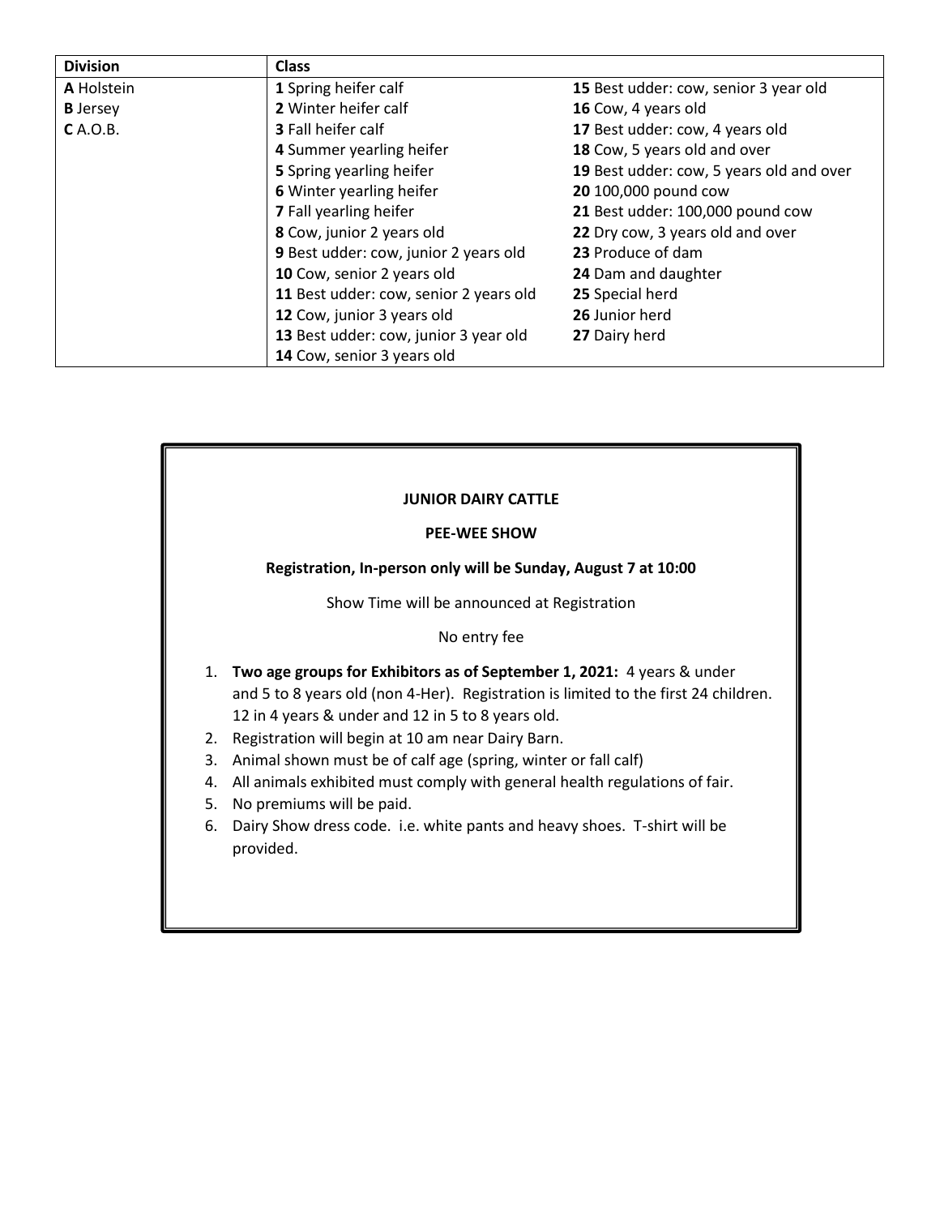| Division | Class | |
|---|---|---|
| **A** Holstein | **1** Spring heifer calf | **15** Best udder: cow, senior 3 year old |
| **B** Jersey | **2** Winter heifer calf | **16** Cow, 4 years old |
| **C** A.O.B. | **3** Fall heifer calf | **17** Best udder: cow, 4 years old |
| | **4** Summer yearling heifer | **18** Cow, 5 years old and over |
| | **5** Spring yearling heifer | **19** Best udder: cow, 5 years old and over |
| | **6** Winter yearling heifer | **20** 100,000 pound cow |
| | **7** Fall yearling heifer | **21** Best udder: 100,000 pound cow |
| | **8** Cow, junior 2 years old | **22** Dry cow, 3 years old and over |
| | **9** Best udder: cow, junior 2 years old | **23** Produce of dam |
| | **10** Cow, senior 2 years old | **24** Dam and daughter |
| | **11** Best udder: cow, senior 2 years old | **25** Special herd |
| | **12** Cow, junior 3 years old | **26** Junior herd |
| | **13** Best udder: cow, junior 3 year old | **27** Dairy herd |
| | **14** Cow, senior 3 years old | |

**JUNIOR DAIRY CATTLE**

**PEE-WEE SHOW**

**Registration, In-person only will be Sunday, August 7 at 10:00**

Show Time will be announced at Registration

No entry fee

1. **Two age groups for Exhibitors as of September 1, 2021:** 4 years & under and 5 to 8 years old (non 4-Her). Registration is limited to the first 24 children. 12 in 4 years & under and 12 in 5 to 8 years old.
2. Registration will begin at 10 am near Dairy Barn.
3. Animal shown must be of calf age (spring, winter or fall calf)
4. All animals exhibited must comply with general health regulations of fair.
5. No premiums will be paid.
6. Dairy Show dress code. i.e. white pants and heavy shoes. T-shirt will be provided.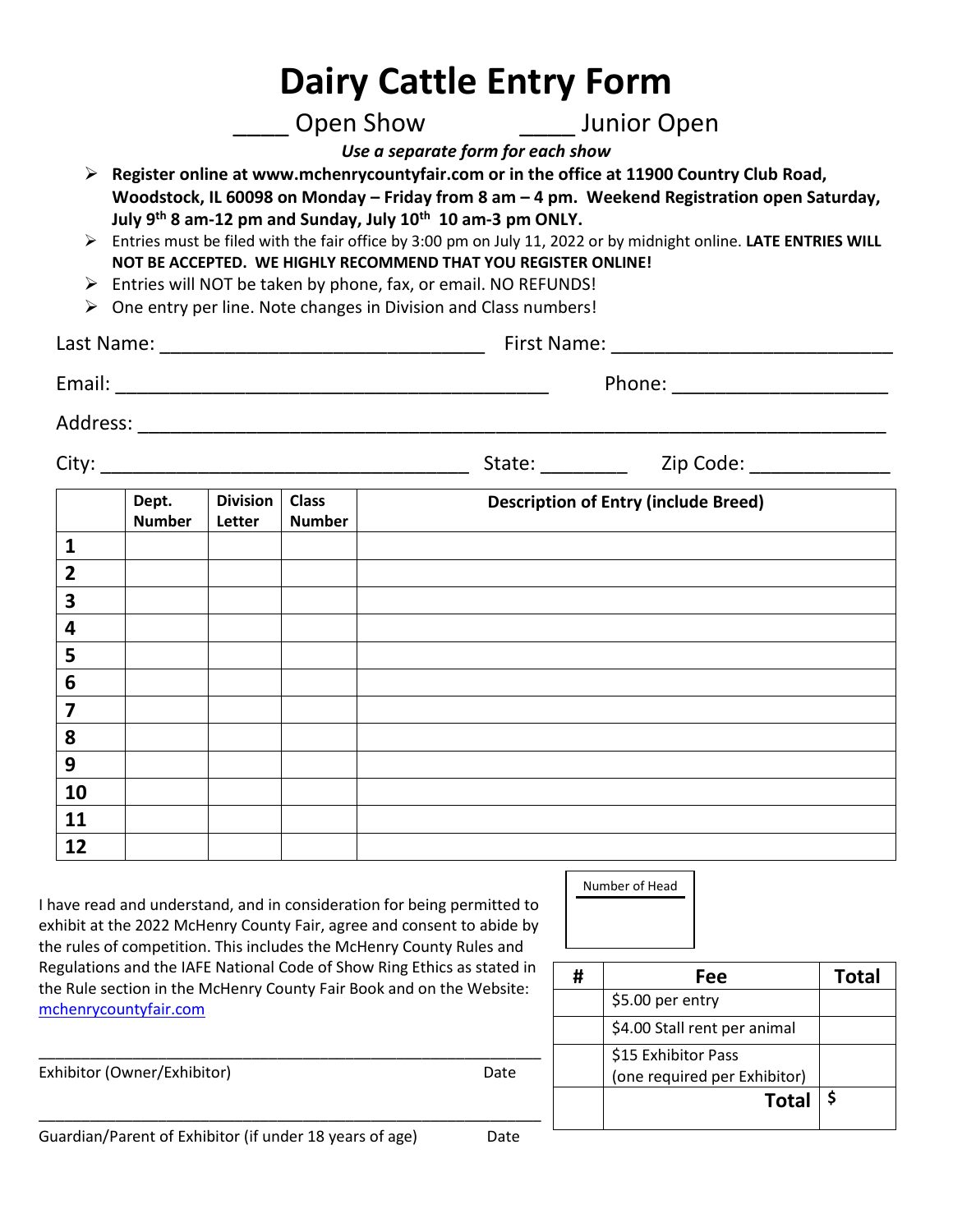# Dairy Cattle Entry Form

____ Open Show ____ Junior Open

*Use a separate form for each show*

- **Register online at www.mchenrycountyfair.com or in the office at 11900 Country Club Road, Woodstock, IL 60098 on Monday – Friday from 8 am – 4 pm. Weekend Registration open Saturday, July 9th 8 am-12 pm and Sunday, July 10th 10 am-3 pm ONLY.**
- Entries must be filed with the fair office by 3:00 pm on July 11, 2022 or by midnight online. **LATE ENTRIES WILL NOT BE ACCEPTED. WE HIGHLY RECOMMEND THAT YOU REGISTER ONLINE!**
- Entries will NOT be taken by phone, fax, or email. NO REFUNDS!
- One entry per line. Note changes in Division and Class numbers!

Last Name: ______________________________ First Name: __________________________

Email: ________________________________________ Phone: ____________________

Address: ______________________________________________________________________

City: __________________________________ State: ________ Zip Code: _____________

| | Dept. Number | Division Letter | Class Number | Description of Entry (include Breed) |
|---|---|---|---|---|
| **1** | | | | |
| **2** | | | | |
| **3** | | | | |
| **4** | | | | |
| **5** | | | | |
| **6** | | | | |
| **7** | | | | |
| **8** | | | | |
| **9** | | | | |
| **10** | | | | |
| **11** | | | | |
| **12** | | | | |

Number of Head

I have read and understand, and in consideration for being permitted to exhibit at the 2022 McHenry County Fair, agree and consent to abide by the rules of competition. This includes the McHenry County Rules and Regulations and the IAFE National Code of Show Ring Ethics as stated in the Rule section in the McHenry County Fair Book and on the Website: mchenrycountyfair.com

| # | Fee | Total |
|---|---|---|
| | $5.00 per entry | |
| | $4.00 Stall rent per animal | |
| | $15 Exhibitor Pass (one required per Exhibitor) | |
| | **Total** | $ |

_____________________________________________________________

Exhibitor (Owner/Exhibitor) Date

_____________________________________________________________

Guardian/Parent of Exhibitor (if under 18 years of age) Date